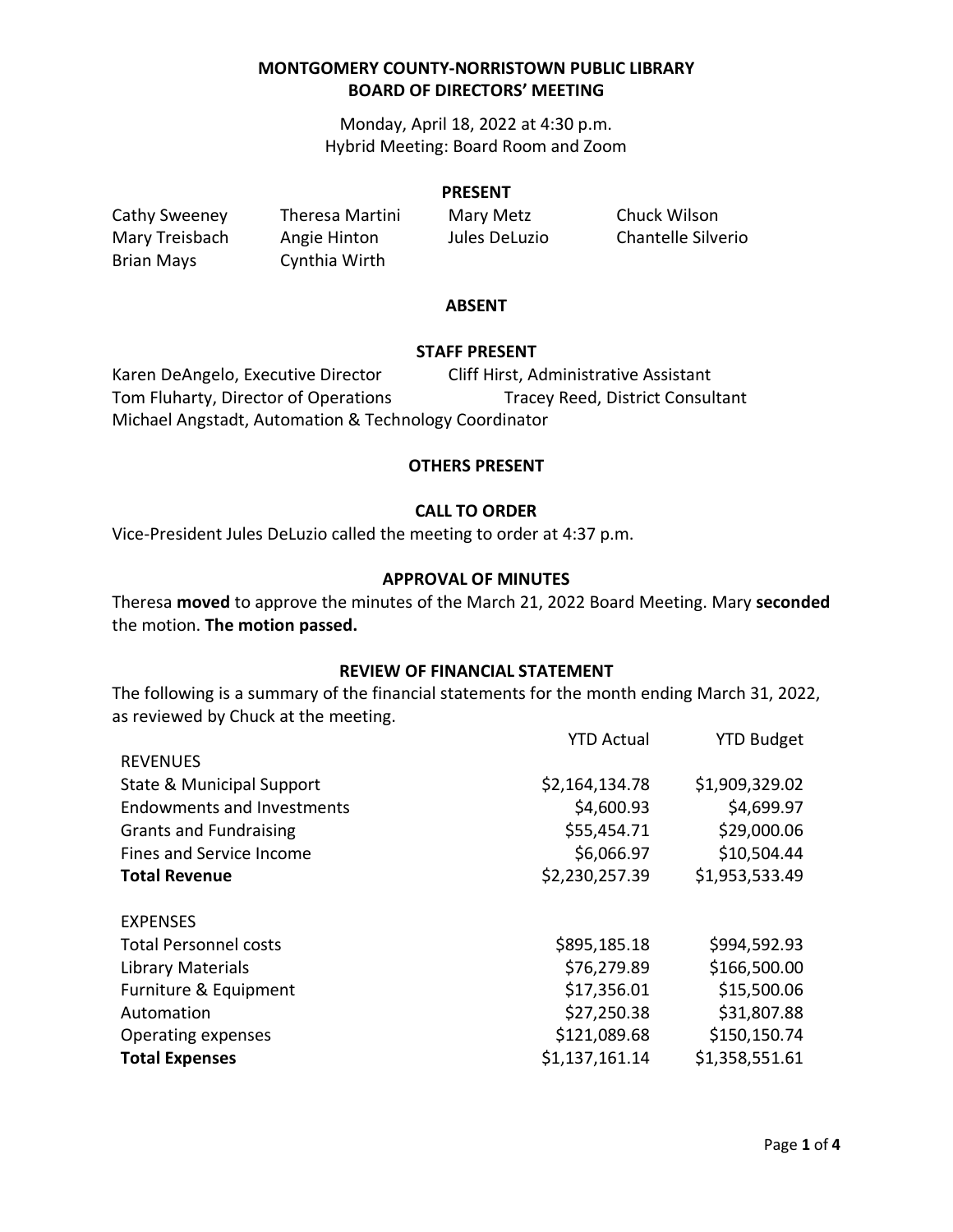# MONTGOMERY COUNTY-NORRISTOWN PUBLIC LIBRARY
# BOARD OF DIRECTORS' MEETING

Monday, April 18, 2022 at 4:30 p.m.
Hybrid Meeting: Board Room and Zoom

## PRESENT

| | | | |
|---|---|---|---|
| Cathy Sweeney | Theresa Martini | Mary Metz | Chuck Wilson |
| Mary Treisbach | Angie Hinton | Jules DeLuzio | Chantelle Silverio |
| Brian Mays | Cynthia Wirth | | |

## ABSENT

## STAFF PRESENT

Karen DeAngelo, Executive Director
Cliff Hirst, Administrative Assistant
Tom Fluharty, Director of Operations
Tracey Reed, District Consultant
Michael Angstadt, Automation & Technology Coordinator

## OTHERS PRESENT

## CALL TO ORDER

Vice-President Jules DeLuzio called the meeting to order at 4:37 p.m.

## APPROVAL OF MINUTES

Theresa **moved** to approve the minutes of the March 21, 2022 Board Meeting. Mary **seconded** the motion. **The motion passed.**

## REVIEW OF FINANCIAL STATEMENT

The following is a summary of the financial statements for the month ending March 31, 2022, as reviewed by Chuck at the meeting.

| | YTD Actual | YTD Budget |
|---|---|---|
| REVENUES | | |
| State & Municipal Support | $2,164,134.78 | $1,909,329.02 |
| Endowments and Investments | $4,600.93 | $4,699.97 |
| Grants and Fundraising | $55,454.71 | $29,000.06 |
| Fines and Service Income | $6,066.97 | $10,504.44 |
| **Total Revenue** | $2,230,257.39 | $1,953,533.49 |
| | | |
| EXPENSES | | |
| Total Personnel costs | $895,185.18 | $994,592.93 |
| Library Materials | $76,279.89 | $166,500.00 |
| Furniture & Equipment | $17,356.01 | $15,500.06 |
| Automation | $27,250.38 | $31,807.88 |
| Operating expenses | $121,089.68 | $150,150.74 |
| **Total Expenses** | $1,137,161.14 | $1,358,551.61 |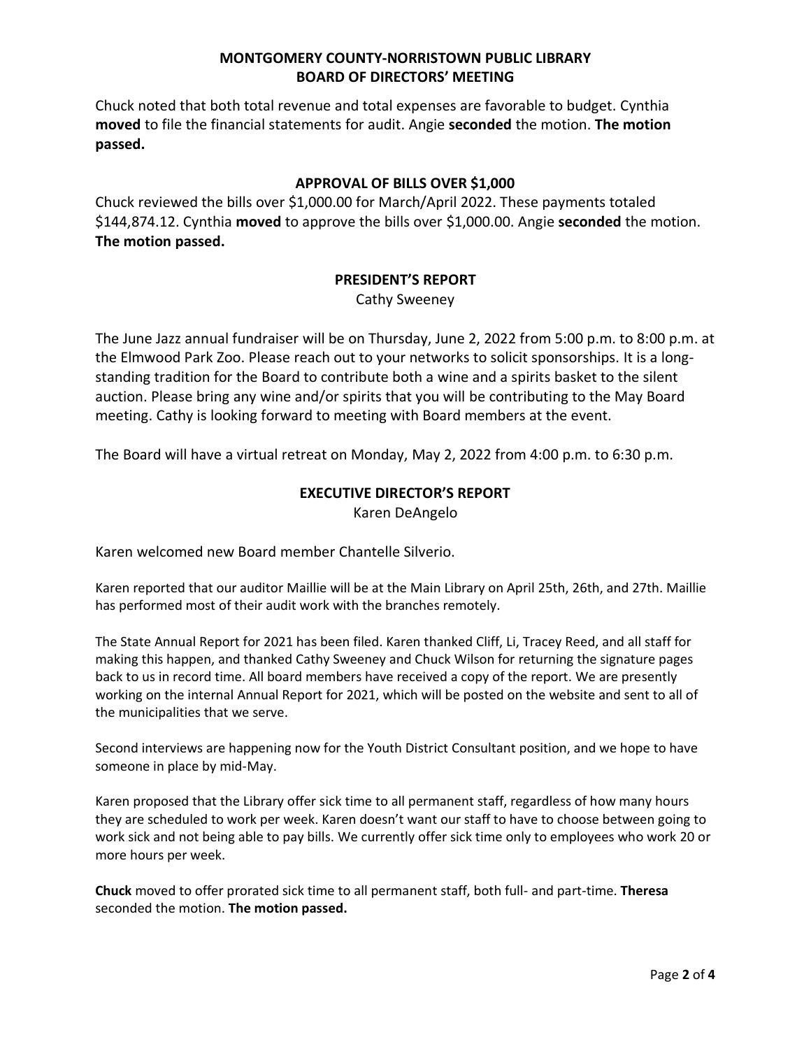Chuck noted that both total revenue and total expenses are favorable to budget. Cynthia **moved** to file the financial statements for audit. Angie **seconded** the motion. **The motion passed.**

## APPROVAL OF BILLS OVER $1,000

Chuck reviewed the bills over $1,000.00 for March/April 2022. These payments totaled $144,874.12. Cynthia **moved** to approve the bills over $1,000.00. Angie **seconded** the motion. **The motion passed.**

## PRESIDENT'S REPORT

Cathy Sweeney

The June Jazz annual fundraiser will be on Thursday, June 2, 2022 from 5:00 p.m. to 8:00 p.m. at the Elmwood Park Zoo. Please reach out to your networks to solicit sponsorships. It is a long-standing tradition for the Board to contribute both a wine and a spirits basket to the silent auction. Please bring any wine and/or spirits that you will be contributing to the May Board meeting. Cathy is looking forward to meeting with Board members at the event.

The Board will have a virtual retreat on Monday, May 2, 2022 from 4:00 p.m. to 6:30 p.m.

## EXECUTIVE DIRECTOR'S REPORT

Karen DeAngelo

Karen welcomed new Board member Chantelle Silverio.

Karen reported that our auditor Maillie will be at the Main Library on April 25th, 26th, and 27th. Maillie has performed most of their audit work with the branches remotely.

The State Annual Report for 2021 has been filed. Karen thanked Cliff, Li, Tracey Reed, and all staff for making this happen, and thanked Cathy Sweeney and Chuck Wilson for returning the signature pages back to us in record time. All board members have received a copy of the report. We are presently working on the internal Annual Report for 2021, which will be posted on the website and sent to all of the municipalities that we serve.

Second interviews are happening now for the Youth District Consultant position, and we hope to have someone in place by mid-May.

Karen proposed that the Library offer sick time to all permanent staff, regardless of how many hours they are scheduled to work per week. Karen doesn't want our staff to have to choose between going to work sick and not being able to pay bills. We currently offer sick time only to employees who work 20 or more hours per week.

**Chuck** moved to offer prorated sick time to all permanent staff, both full- and part-time. **Theresa** seconded the motion. **The motion passed.**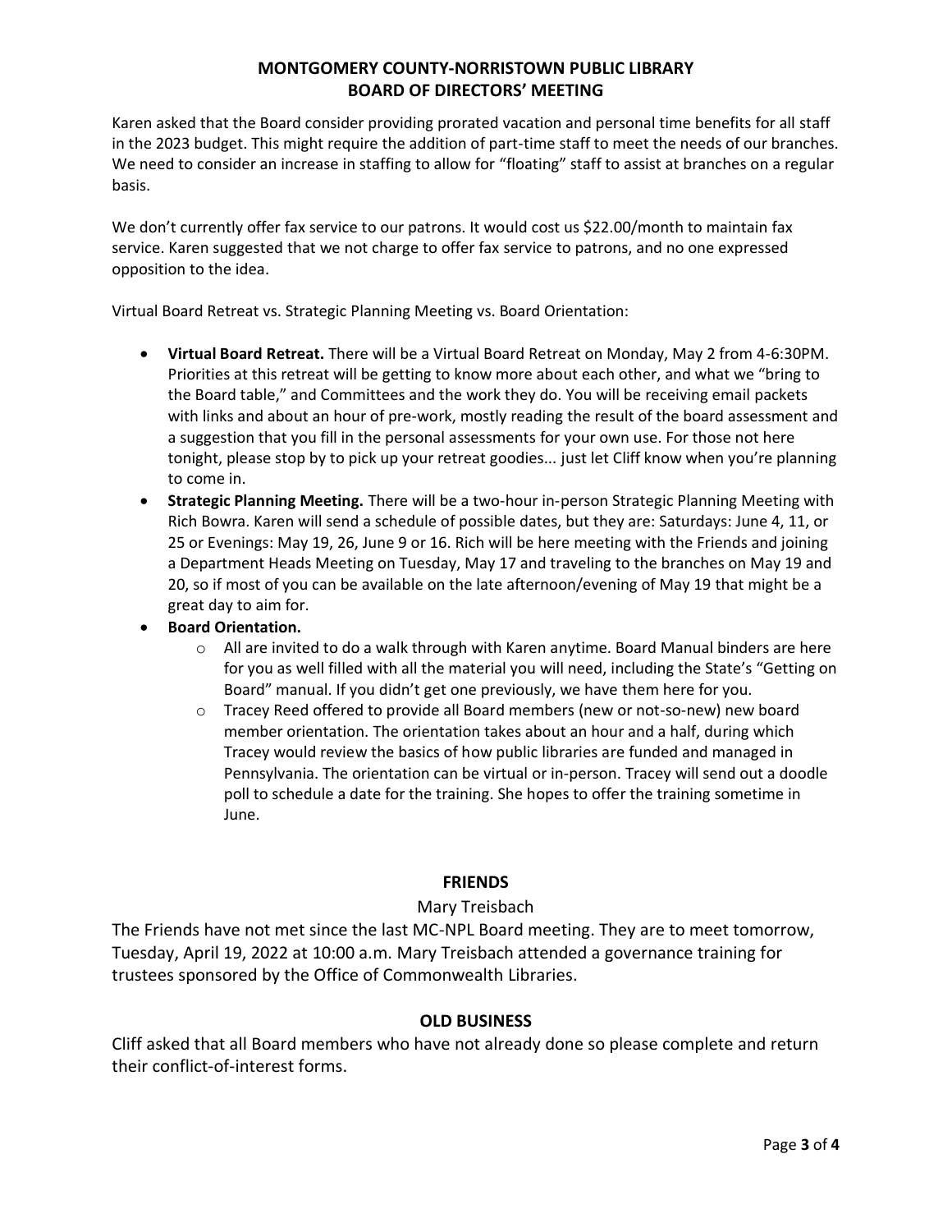Karen asked that the Board consider providing prorated vacation and personal time benefits for all staff in the 2023 budget. This might require the addition of part-time staff to meet the needs of our branches. We need to consider an increase in staffing to allow for "floating" staff to assist at branches on a regular basis.

We don't currently offer fax service to our patrons. It would cost us $22.00/month to maintain fax service. Karen suggested that we not charge to offer fax service to patrons, and no one expressed opposition to the idea.

Virtual Board Retreat vs. Strategic Planning Meeting vs. Board Orientation:

- **Virtual Board Retreat.** There will be a Virtual Board Retreat on Monday, May 2 from 4-6:30PM. Priorities at this retreat will be getting to know more about each other, and what we "bring to the Board table," and Committees and the work they do. You will be receiving email packets with links and about an hour of pre-work, mostly reading the result of the board assessment and a suggestion that you fill in the personal assessments for your own use. For those not here tonight, please stop by to pick up your retreat goodies... just let Cliff know when you're planning to come in.
- **Strategic Planning Meeting.** There will be a two-hour in-person Strategic Planning Meeting with Rich Bowra. Karen will send a schedule of possible dates, but they are: Saturdays: June 4, 11, or 25 or Evenings: May 19, 26, June 9 or 16. Rich will be here meeting with the Friends and joining a Department Heads Meeting on Tuesday, May 17 and traveling to the branches on May 19 and 20, so if most of you can be available on the late afternoon/evening of May 19 that might be a great day to aim for.
- **Board Orientation.**
  - All are invited to do a walk through with Karen anytime. Board Manual binders are here for you as well filled with all the material you will need, including the State's "Getting on Board" manual. If you didn't get one previously, we have them here for you.
  - Tracey Reed offered to provide all Board members (new or not-so-new) new board member orientation. The orientation takes about an hour and a half, during which Tracey would review the basics of how public libraries are funded and managed in Pennsylvania. The orientation can be virtual or in-person. Tracey will send out a doodle poll to schedule a date for the training. She hopes to offer the training sometime in June.

## FRIENDS

Mary Treisbach

The Friends have not met since the last MC-NPL Board meeting. They are to meet tomorrow, Tuesday, April 19, 2022 at 10:00 a.m. Mary Treisbach attended a governance training for trustees sponsored by the Office of Commonwealth Libraries.

## OLD BUSINESS

Cliff asked that all Board members who have not already done so please complete and return their conflict-of-interest forms.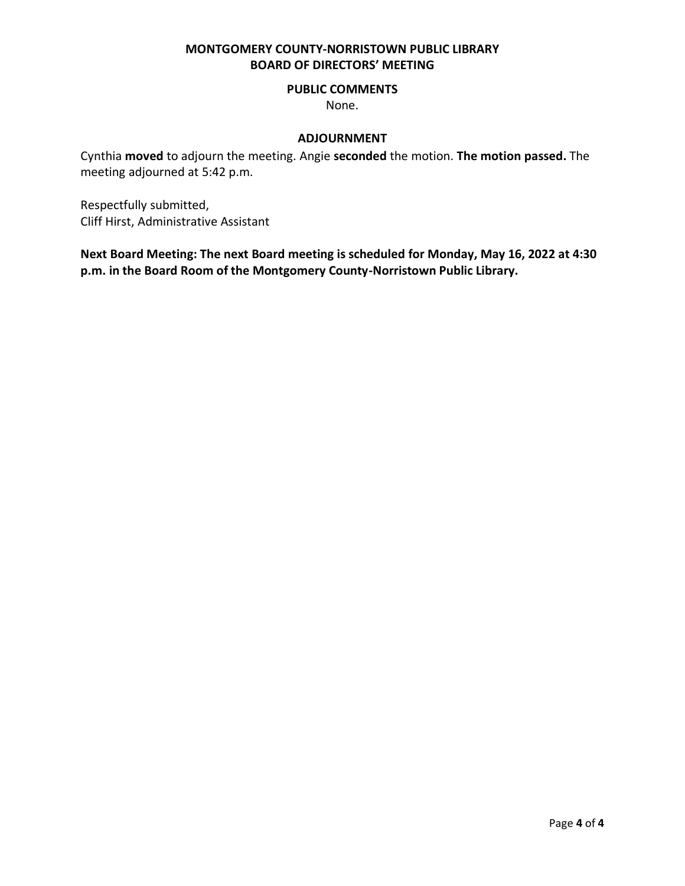**MONTGOMERY COUNTY-NORRISTOWN PUBLIC LIBRARY**
**BOARD OF DIRECTORS' MEETING**

## PUBLIC COMMENTS

None.

## ADJOURNMENT

Cynthia **moved** to adjourn the meeting. Angie **seconded** the motion. **The motion passed.** The meeting adjourned at 5:42 p.m.

Respectfully submitted,
Cliff Hirst, Administrative Assistant

**Next Board Meeting: The next Board meeting is scheduled for Monday, May 16, 2022 at 4:30 p.m. in the Board Room of the Montgomery County-Norristown Public Library.**